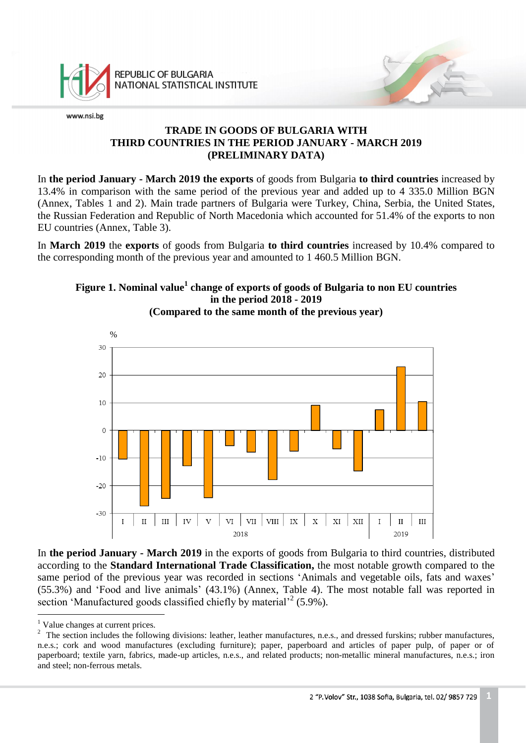# TRADE IN GOODS OF BULGARIA WITH THIRD COUNTRIES IN THE PERIOD JANUARY - MARCH 2019 (PRELIMINARY DATA)

In **the period January - March 2019 the exports** of goods from Bulgaria **to third countries** increased by 13.4% in comparison with the same period of the previous year and added up to 4 335.0 Million BGN (Annex, Tables 1 and 2). Main trade partners of Bulgaria were Turkey, China, Serbia, the United States, the Russian Federation and Republic of North Macedonia which accounted for 51.4% of the exports to non EU countries (Annex, Table 3).

In **March 2019** the **exports** of goods from Bulgaria **to third countries** increased by 10.4% compared to the corresponding month of the previous year and amounted to 1 460.5 Million BGN.

**Figure 1. Nominal value[1] change of exports of goods of Bulgaria to non EU countries in the period 2018 - 2019 (Compared to the same month of the previous year)**

In **the period January - March 2019** in the exports of goods from Bulgaria to third countries, distributed according to the **Standard International Trade Classification,** the most notable growth compared to the same period of the previous year was recorded in sections 'Animals and vegetable oils, fats and waxes' (55.3%) and 'Food and live animals' (43.1%) (Annex, Table 4). The most notable fall was reported in section 'Manufactured goods classified chiefly by material'[2] (5.9%).

---

[1] Value changes at current prices.

[2] The section includes the following divisions: leather, leather manufactures, n.e.s., and dressed furskins; rubber manufactures, n.e.s.; cork and wood manufactures (excluding furniture); paper, paperboard and articles of paper pulp, of paper or of paperboard; textile yarn, fabrics, made-up articles, n.e.s., and related products; non-metallic mineral manufactures, n.e.s.; iron and steel; non-ferrous metals.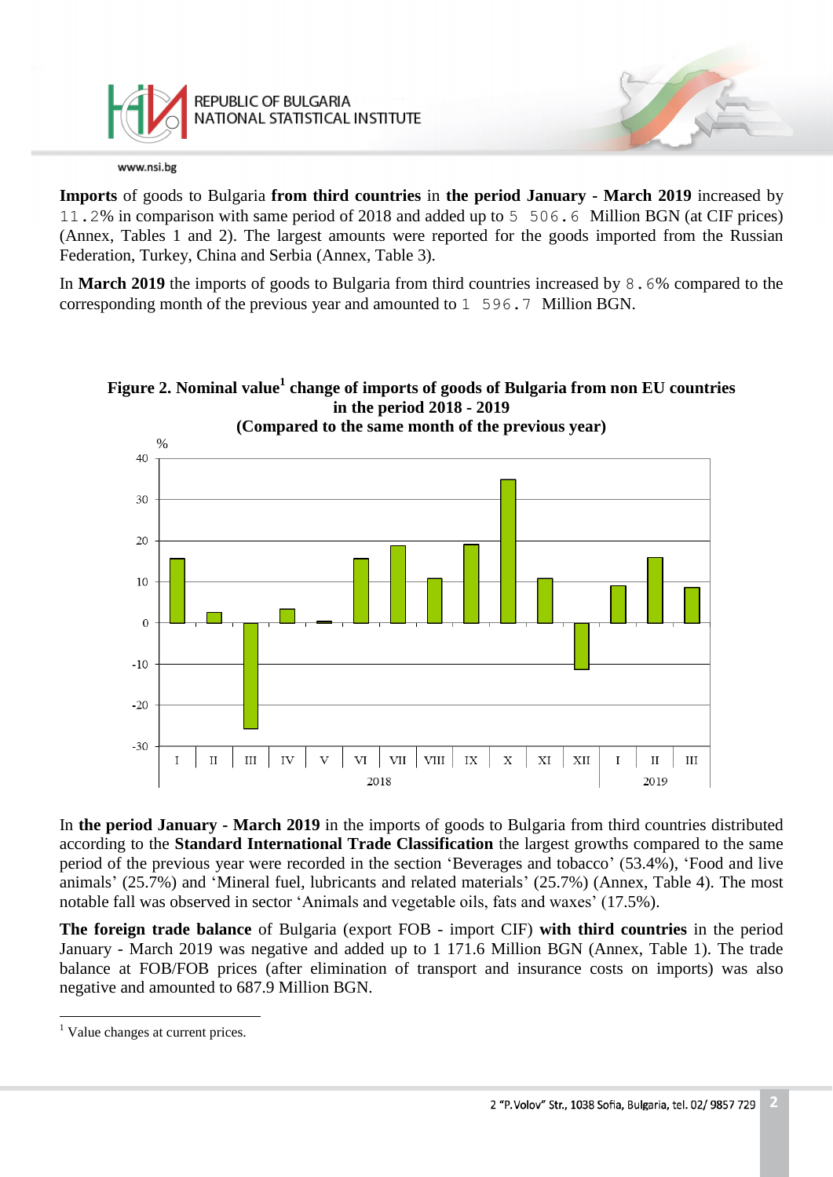**Imports** of goods to Bulgaria **from third countries** in **the period January - March 2019** increased by 11.2% in comparison with same period of 2018 and added up to 5 506.6 Million BGN (at CIF prices) (Annex, Tables 1 and 2). The largest amounts were reported for the goods imported from the Russian Federation, Turkey, China and Serbia (Annex, Table 3).

In **March 2019** the imports of goods to Bulgaria from third countries increased by 8.6% compared to the corresponding month of the previous year and amounted to 1 596.7 Million BGN.

**Figure 2. Nominal value[1] change of imports of goods of Bulgaria from non EU countries in the period 2018 - 2019**
**(Compared to the same month of the previous year)**

In **the period January - March 2019** in the imports of goods to Bulgaria from third countries distributed according to the **Standard International Trade Classification** the largest growths compared to the same period of the previous year were recorded in the section 'Beverages and tobacco' (53.4%), 'Food and live animals' (25.7%) and 'Mineral fuel, lubricants and related materials' (25.7%) (Annex, Table 4). The most notable fall was observed in sector 'Animals and vegetable oils, fats and waxes' (17.5%).

**The foreign trade balance** of Bulgaria (export FOB - import CIF) **with third countries** in the period January - March 2019 was negative and added up to 1 171.6 Million BGN (Annex, Table 1). The trade balance at FOB/FOB prices (after elimination of transport and insurance costs on imports) was also negative and amounted to 687.9 Million BGN.

---

[1] Value changes at current prices.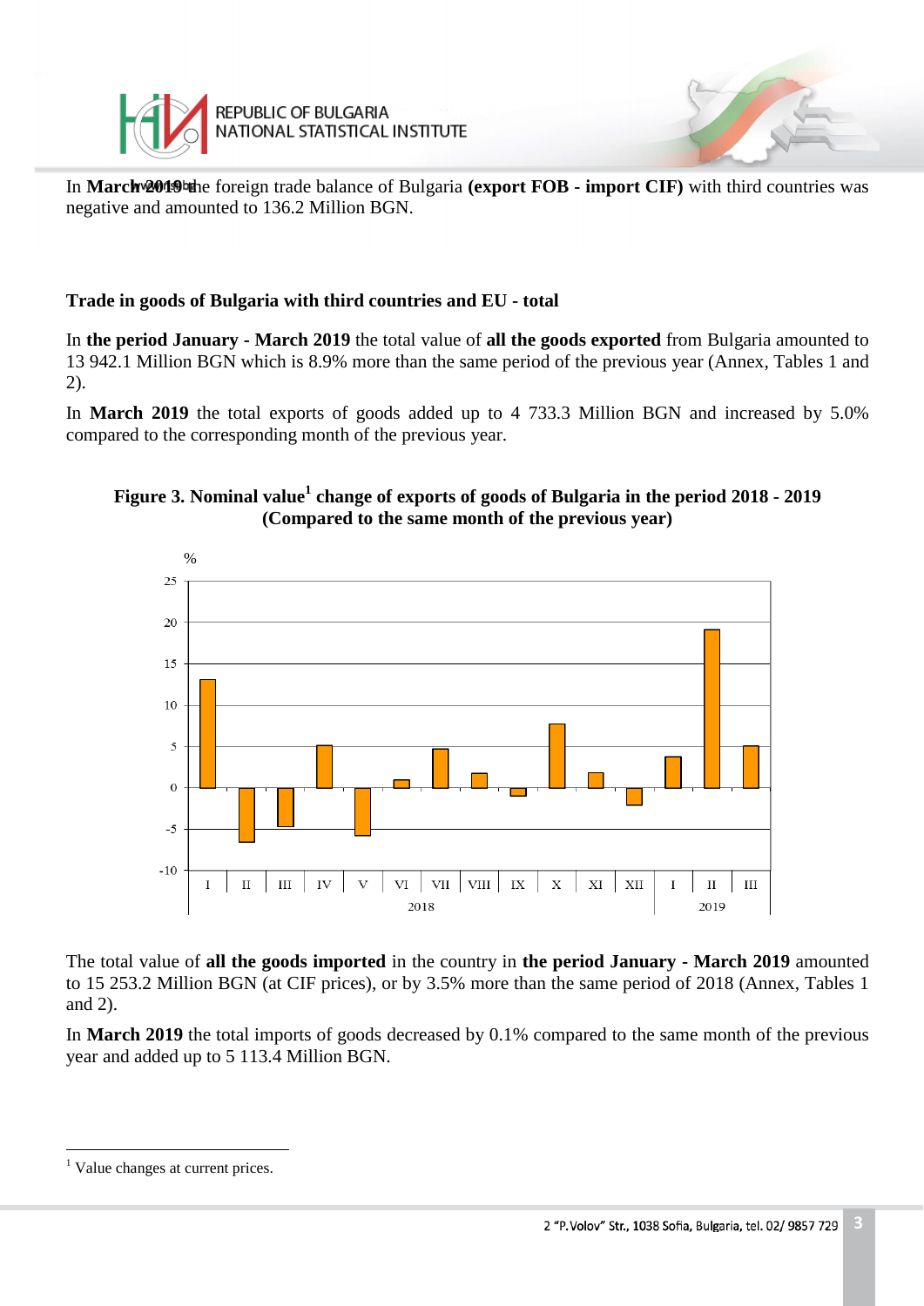In **March 2019** the foreign trade balance of Bulgaria **(export FOB - import CIF)** with third countries was negative and amounted to 136.2 Million BGN.

**Trade in goods of Bulgaria with third countries and EU - total**

In **the period January - March 2019** the total value of **all the goods exported** from Bulgaria amounted to 13 942.1 Million BGN which is 8.9% more than the same period of the previous year (Annex, Tables 1 and 2).

In **March 2019** the total exports of goods added up to 4 733.3 Million BGN and increased by 5.0% compared to the corresponding month of the previous year.

**Figure 3. Nominal value[1] change of exports of goods of Bulgaria in the period 2018 - 2019 (Compared to the same month of the previous year)**

The total value of **all the goods imported** in the country in **the period January - March 2019** amounted to 15 253.2 Million BGN (at CIF prices), or by 3.5% more than the same period of 2018 (Annex, Tables 1 and 2).

In **March 2019** the total imports of goods decreased by 0.1% compared to the same month of the previous year and added up to 5 113.4 Million BGN.

[1] Value changes at current prices.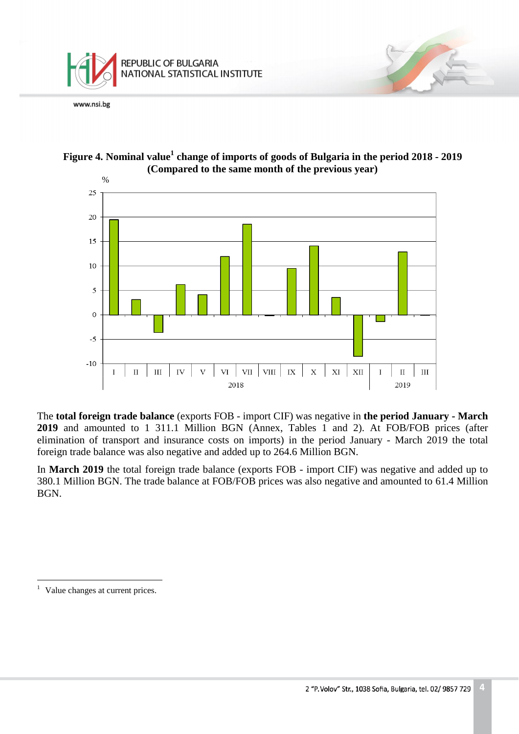**Figure 4. Nominal value[1] change of imports of goods of Bulgaria in the period 2018 - 2019 (Compared to the same month of the previous year)**

The **total foreign trade balance** (exports FOB - import CIF) was negative in **the period January - March 2019** and amounted to 1 311.1 Million BGN (Annex, Tables 1 and 2). At FOB/FOB prices (after elimination of transport and insurance costs on imports) in the period January - March 2019 the total foreign trade balance was also negative and added up to 264.6 Million BGN.

In **March 2019** the total foreign trade balance (exports FOB - import CIF) was negative and added up to 380.1 Million BGN. The trade balance at FOB/FOB prices was also negative and amounted to 61.4 Million BGN.

[1] Value changes at current prices.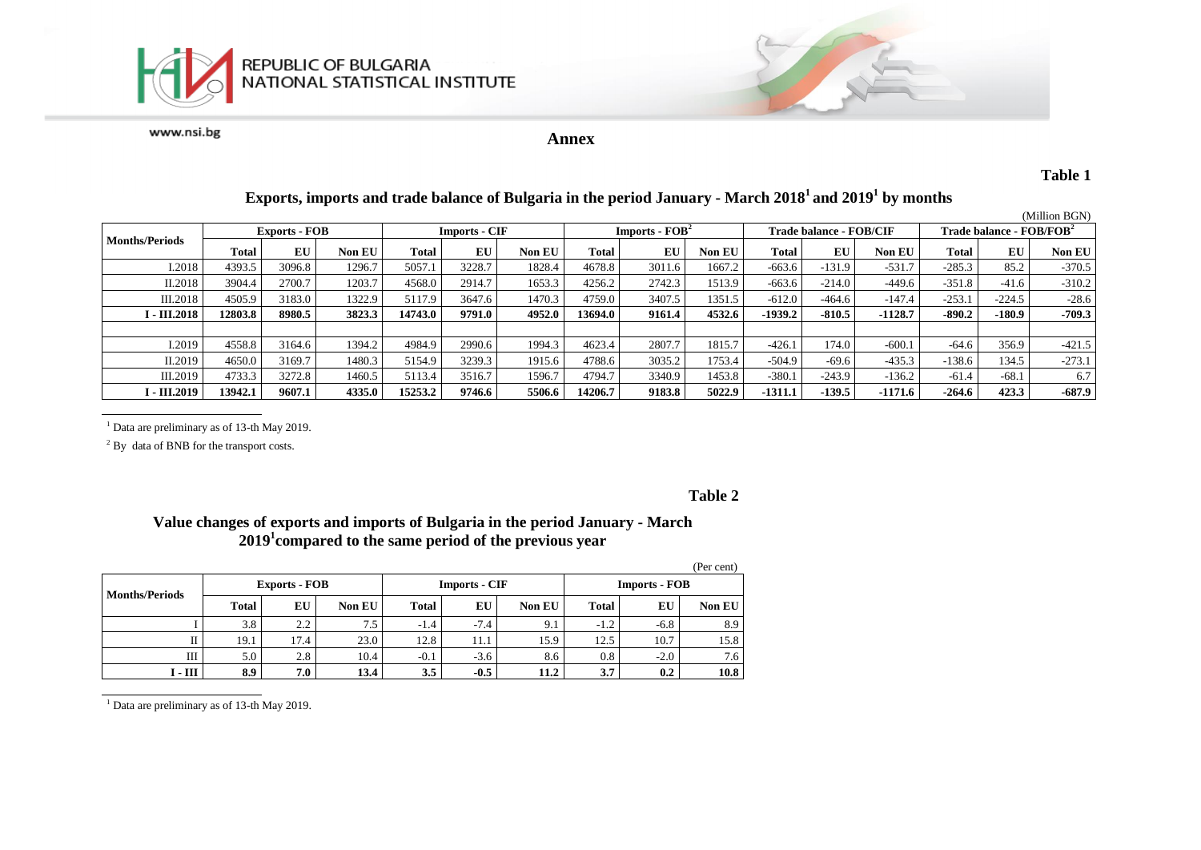**REPUBLIC OF BULGARIA NATIONAL STATISTICAL INSTITUTE**

www.nsi.bg

## Annex

**Table 1**

### Exports, imports and trade balance of Bulgaria in the period January - March 2018[1] and 2019[1] by months

(Million BGN)

| Months/Periods | Exports - FOB | | | Imports - CIF | | | Imports - FOB[2] | | | Trade balance - FOB/CIF | | | Trade balance - FOB/FOB[2] | | |
|---|---|---|---|---|---|---|---|---|---|---|---|---|---|---|---|
| | Total | EU | Non EU | Total | EU | Non EU | Total | EU | Non EU | Total | EU | Non EU | Total | EU | Non EU |
| I.2018 | 4393.5 | 3096.8 | 1296.7 | 5057.1 | 3228.7 | 1828.4 | 4678.8 | 3011.6 | 1667.2 | -663.6 | -131.9 | -531.7 | -285.3 | 85.2 | -370.5 |
| II.2018 | 3904.4 | 2700.7 | 1203.7 | 4568.0 | 2914.7 | 1653.3 | 4256.2 | 2742.3 | 1513.9 | -663.6 | -214.0 | -449.6 | -351.8 | -41.6 | -310.2 |
| III.2018 | 4505.9 | 3183.0 | 1322.9 | 5117.9 | 3647.6 | 1470.3 | 4759.0 | 3407.5 | 1351.5 | -612.0 | -464.6 | -147.4 | -253.1 | -224.5 | -28.6 |
| **I - III.2018** | **12803.8** | **8980.5** | **3823.3** | **14743.0** | **9791.0** | **4952.0** | **13694.0** | **9161.4** | **4532.6** | **-1939.2** | **-810.5** | **-1128.7** | **-890.2** | **-180.9** | **-709.3** |
| | | | | | | | | | | | | | | | |
| I.2019 | 4558.8 | 3164.6 | 1394.2 | 4984.9 | 2990.6 | 1994.3 | 4623.4 | 2807.7 | 1815.7 | -426.1 | 174.0 | -600.1 | -64.6 | 356.9 | -421.5 |
| II.2019 | 4650.0 | 3169.7 | 1480.3 | 5154.9 | 3239.3 | 1915.6 | 4788.6 | 3035.2 | 1753.4 | -504.9 | -69.6 | -435.3 | -138.6 | 134.5 | -273.1 |
| III.2019 | 4733.3 | 3272.8 | 1460.5 | 5113.4 | 3516.7 | 1596.7 | 4794.7 | 3340.9 | 1453.8 | -380.1 | -243.9 | -136.2 | -61.4 | -68.1 | 6.7 |
| **I - III.2019** | **13942.1** | **9607.1** | **4335.0** | **15253.2** | **9746.6** | **5506.6** | **14206.7** | **9183.8** | **5022.9** | **-1311.1** | **-139.5** | **-1171.6** | **-264.6** | **423.3** | **-687.9** |

[1] Data are preliminary as of 13-th May 2019.

[2] By data of BNB for the transport costs.

**Table 2**

### Value changes of exports and imports of Bulgaria in the period January - March 2019[1] compared to the same period of the previous year

(Per cent)

| Months/Periods | Exports - FOB | | | Imports - CIF | | | Imports - FOB | | |
|---|---|---|---|---|---|---|---|---|---|
| | Total | EU | Non EU | Total | EU | Non EU | Total | EU | Non EU |
| I | 3.8 | 2.2 | 7.5 | -1.4 | -7.4 | 9.1 | -1.2 | -6.8 | 8.9 |
| II | 19.1 | 17.4 | 23.0 | 12.8 | 11.1 | 15.9 | 12.5 | 10.7 | 15.8 |
| III | 5.0 | 2.8 | 10.4 | -0.1 | -3.6 | 8.6 | 0.8 | -2.0 | 7.6 |
| **I - III** | **8.9** | **7.0** | **13.4** | **3.5** | **-0.5** | **11.2** | **3.7** | **0.2** | **10.8** |

[1] Data are preliminary as of 13-th May 2019.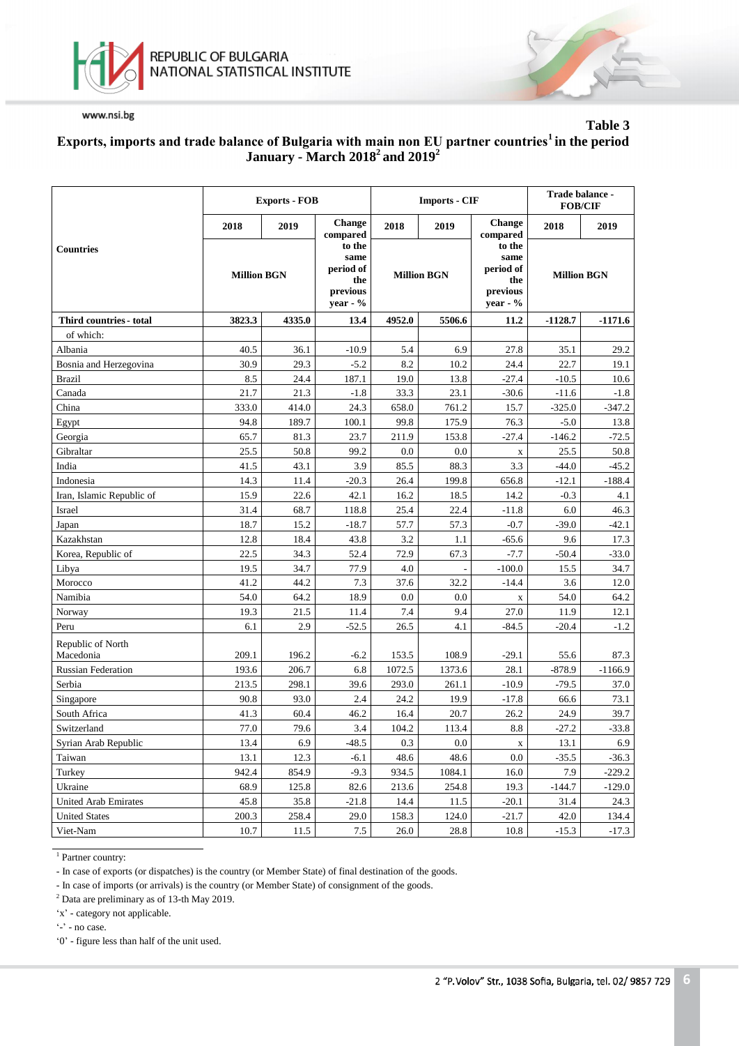Table 3

**Exports, imports and trade balance of Bulgaria with main non EU partner countries[1] in the period January - March 2018[2] and 2019[2]**

| Countries | Exports - FOB | | | Imports - CIF | | | Trade balance - FOB/CIF | |
|---|---|---|---|---|---|---|---|---|
| | 2018 | 2019 | Change compared to the same period of the previous year - % | 2018 | 2019 | Change compared to the same period of the previous year - % | 2018 | 2019 |
| | Million BGN | | | Million BGN | | | Million BGN | |
| **Third countries - total** | **3823.3** | **4335.0** | **13.4** | **4952.0** | **5506.6** | **11.2** | **-1128.7** | **-1171.6** |
| of which: | | | | | | | | |
| Albania | 40.5 | 36.1 | -10.9 | 5.4 | 6.9 | 27.8 | 35.1 | 29.2 |
| Bosnia and Herzegovina | 30.9 | 29.3 | -5.2 | 8.2 | 10.2 | 24.4 | 22.7 | 19.1 |
| Brazil | 8.5 | 24.4 | 187.1 | 19.0 | 13.8 | -27.4 | -10.5 | 10.6 |
| Canada | 21.7 | 21.3 | -1.8 | 33.3 | 23.1 | -30.6 | -11.6 | -1.8 |
| China | 333.0 | 414.0 | 24.3 | 658.0 | 761.2 | 15.7 | -325.0 | -347.2 |
| Egypt | 94.8 | 189.7 | 100.1 | 99.8 | 175.9 | 76.3 | -5.0 | 13.8 |
| Georgia | 65.7 | 81.3 | 23.7 | 211.9 | 153.8 | -27.4 | -146.2 | -72.5 |
| Gibraltar | 25.5 | 50.8 | 99.2 | 0.0 | 0.0 | x | 25.5 | 50.8 |
| India | 41.5 | 43.1 | 3.9 | 85.5 | 88.3 | 3.3 | -44.0 | -45.2 |
| Indonesia | 14.3 | 11.4 | -20.3 | 26.4 | 199.8 | 656.8 | -12.1 | -188.4 |
| Iran, Islamic Republic of | 15.9 | 22.6 | 42.1 | 16.2 | 18.5 | 14.2 | -0.3 | 4.1 |
| Israel | 31.4 | 68.7 | 118.8 | 25.4 | 22.4 | -11.8 | 6.0 | 46.3 |
| Japan | 18.7 | 15.2 | -18.7 | 57.7 | 57.3 | -0.7 | -39.0 | -42.1 |
| Kazakhstan | 12.8 | 18.4 | 43.8 | 3.2 | 1.1 | -65.6 | 9.6 | 17.3 |
| Korea, Republic of | 22.5 | 34.3 | 52.4 | 72.9 | 67.3 | -7.7 | -50.4 | -33.0 |
| Libya | 19.5 | 34.7 | 77.9 | 4.0 | - | -100.0 | 15.5 | 34.7 |
| Morocco | 41.2 | 44.2 | 7.3 | 37.6 | 32.2 | -14.4 | 3.6 | 12.0 |
| Namibia | 54.0 | 64.2 | 18.9 | 0.0 | 0.0 | x | 54.0 | 64.2 |
| Norway | 19.3 | 21.5 | 11.4 | 7.4 | 9.4 | 27.0 | 11.9 | 12.1 |
| Peru | 6.1 | 2.9 | -52.5 | 26.5 | 4.1 | -84.5 | -20.4 | -1.2 |
| Republic of North Macedonia | 209.1 | 196.2 | -6.2 | 153.5 | 108.9 | -29.1 | 55.6 | 87.3 |
| Russian Federation | 193.6 | 206.7 | 6.8 | 1072.5 | 1373.6 | 28.1 | -878.9 | -1166.9 |
| Serbia | 213.5 | 298.1 | 39.6 | 293.0 | 261.1 | -10.9 | -79.5 | 37.0 |
| Singapore | 90.8 | 93.0 | 2.4 | 24.2 | 19.9 | -17.8 | 66.6 | 73.1 |
| South Africa | 41.3 | 60.4 | 46.2 | 16.4 | 20.7 | 26.2 | 24.9 | 39.7 |
| Switzerland | 77.0 | 79.6 | 3.4 | 104.2 | 113.4 | 8.8 | -27.2 | -33.8 |
| Syrian Arab Republic | 13.4 | 6.9 | -48.5 | 0.3 | 0.0 | x | 13.1 | 6.9 |
| Taiwan | 13.1 | 12.3 | -6.1 | 48.6 | 48.6 | 0.0 | -35.5 | -36.3 |
| Turkey | 942.4 | 854.9 | -9.3 | 934.5 | 1084.1 | 16.0 | 7.9 | -229.2 |
| Ukraine | 68.9 | 125.8 | 82.6 | 213.6 | 254.8 | 19.3 | -144.7 | -129.0 |
| United Arab Emirates | 45.8 | 35.8 | -21.8 | 14.4 | 11.5 | -20.1 | 31.4 | 24.3 |
| United States | 200.3 | 258.4 | 29.0 | 158.3 | 124.0 | -21.7 | 42.0 | 134.4 |
| Viet-Nam | 10.7 | 11.5 | 7.5 | 26.0 | 28.8 | 10.8 | -15.3 | -17.3 |

[1] Partner country:

- In case of exports (or dispatches) is the country (or Member State) of final destination of the goods.
- In case of imports (or arrivals) is the country (or Member State) of consignment of the goods.

[2] Data are preliminary as of 13-th May 2019.

'x' - category not applicable.

'-' - no case.

'0' - figure less than half of the unit used.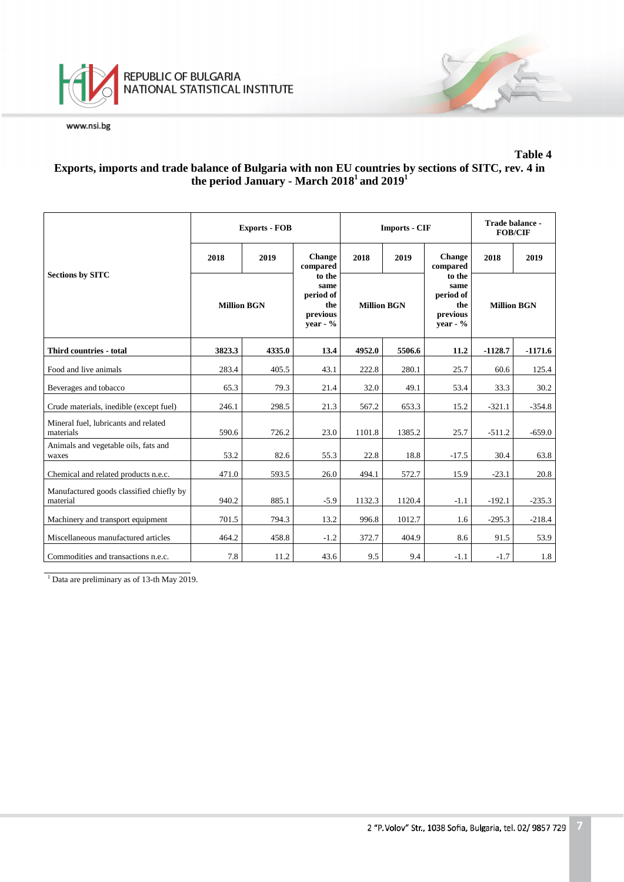**Table 4**

**Exports, imports and trade balance of Bulgaria with non EU countries by sections of SITC, rev. 4 in the period January - March 2018[1] and 2019[1]**

| Sections by SITC | Exports - FOB | | | Imports - CIF | | | Trade balance - FOB/CIF | |
|---|---|---|---|---|---|---|---|---|
| | 2018 | 2019 | Change compared to the same period of the previous year - % | 2018 | 2019 | Change compared to the same period of the previous year - % | 2018 | 2019 |
| | Million BGN | | | Million BGN | | | Million BGN | |
| **Third countries - total** | **3823.3** | **4335.0** | **13.4** | **4952.0** | **5506.6** | **11.2** | **-1128.7** | **-1171.6** |
| Food and live animals | 283.4 | 405.5 | 43.1 | 222.8 | 280.1 | 25.7 | 60.6 | 125.4 |
| Beverages and tobacco | 65.3 | 79.3 | 21.4 | 32.0 | 49.1 | 53.4 | 33.3 | 30.2 |
| Crude materials, inedible (except fuel) | 246.1 | 298.5 | 21.3 | 567.2 | 653.3 | 15.2 | -321.1 | -354.8 |
| Mineral fuel, lubricants and related materials | 590.6 | 726.2 | 23.0 | 1101.8 | 1385.2 | 25.7 | -511.2 | -659.0 |
| Animals and vegetable oils, fats and waxes | 53.2 | 82.6 | 55.3 | 22.8 | 18.8 | -17.5 | 30.4 | 63.8 |
| Chemical and related products n.e.c. | 471.0 | 593.5 | 26.0 | 494.1 | 572.7 | 15.9 | -23.1 | 20.8 |
| Manufactured goods classified chiefly by material | 940.2 | 885.1 | -5.9 | 1132.3 | 1120.4 | -1.1 | -192.1 | -235.3 |
| Machinery and transport equipment | 701.5 | 794.3 | 13.2 | 996.8 | 1012.7 | 1.6 | -295.3 | -218.4 |
| Miscellaneous manufactured articles | 464.2 | 458.8 | -1.2 | 372.7 | 404.9 | 8.6 | 91.5 | 53.9 |
| Commodities and transactions n.e.c. | 7.8 | 11.2 | 43.6 | 9.5 | 9.4 | -1.1 | -1.7 | 1.8 |

[1] Data are preliminary as of 13-th May 2019.